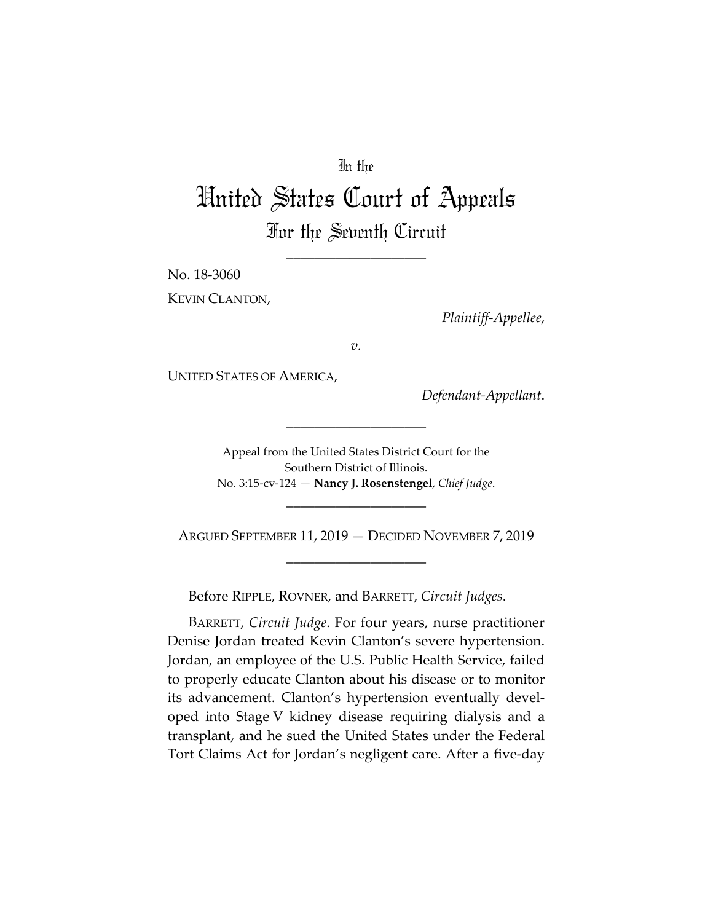In the

# United States Court of Appeals

## For the Seventh Circuit

____________________

No. 18-3060

KEVIN CLANTON,

*Plaintiff-Appellee*,

*v.*

UNITED STATES OF AMERICA,

*Defendant-Appellant*.

____________________

Appeal from the United States District Court for the Southern District of Illinois.
No. 3:15-cv-124 — **Nancy J. Rosenstengel**, *Chief Judge*.

____________________

ARGUED SEPTEMBER 11, 2019 — DECIDED NOVEMBER 7, 2019

____________________

Before RIPPLE, ROVNER, and BARRETT, *Circuit Judges*.

BARRETT, *Circuit Judge*. For four years, nurse practitioner Denise Jordan treated Kevin Clanton's severe hypertension. Jordan, an employee of the U.S. Public Health Service, failed to properly educate Clanton about his disease or to monitor its advancement. Clanton's hypertension eventually developed into Stage V kidney disease requiring dialysis and a transplant, and he sued the United States under the Federal Tort Claims Act for Jordan's negligent care. After a five-day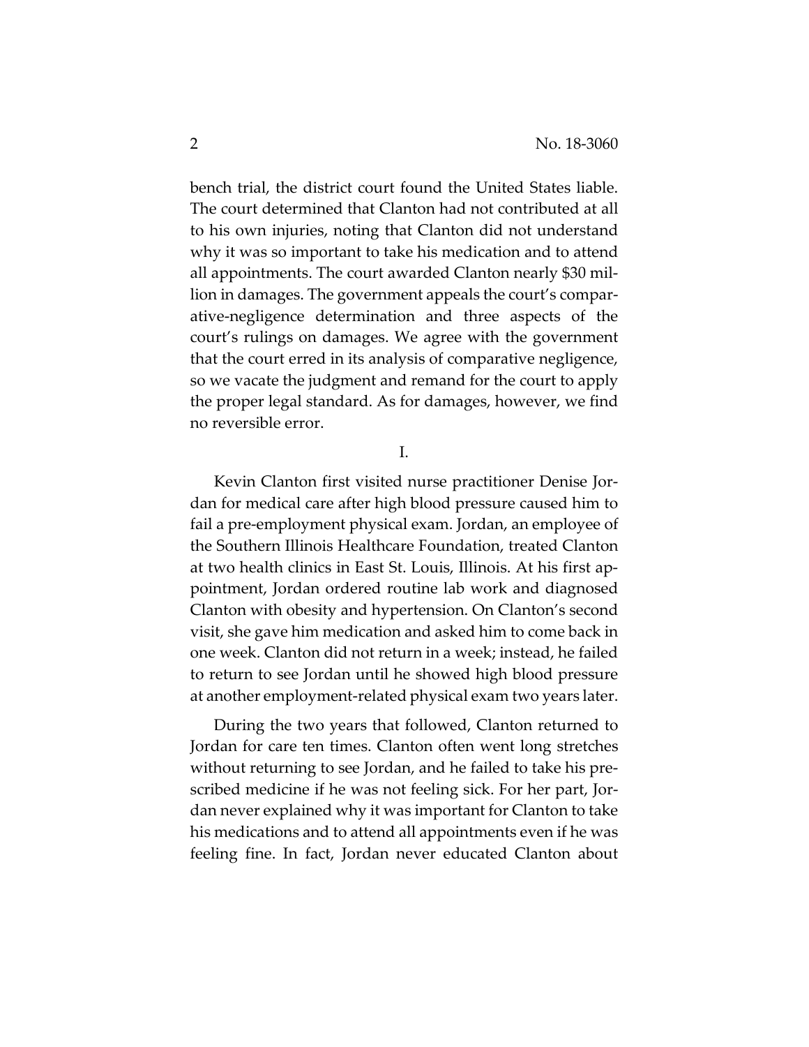bench trial, the district court found the United States liable. The court determined that Clanton had not contributed at all to his own injuries, noting that Clanton did not understand why it was so important to take his medication and to attend all appointments. The court awarded Clanton nearly $30 million in damages. The government appeals the court's comparative-negligence determination and three aspects of the court's rulings on damages. We agree with the government that the court erred in its analysis of comparative negligence, so we vacate the judgment and remand for the court to apply the proper legal standard. As for damages, however, we find no reversible error.

## I.

Kevin Clanton first visited nurse practitioner Denise Jordan for medical care after high blood pressure caused him to fail a pre-employment physical exam. Jordan, an employee of the Southern Illinois Healthcare Foundation, treated Clanton at two health clinics in East St. Louis, Illinois. At his first appointment, Jordan ordered routine lab work and diagnosed Clanton with obesity and hypertension. On Clanton's second visit, she gave him medication and asked him to come back in one week. Clanton did not return in a week; instead, he failed to return to see Jordan until he showed high blood pressure at another employment-related physical exam two years later.

During the two years that followed, Clanton returned to Jordan for care ten times. Clanton often went long stretches without returning to see Jordan, and he failed to take his prescribed medicine if he was not feeling sick. For her part, Jordan never explained why it was important for Clanton to take his medications and to attend all appointments even if he was feeling fine. In fact, Jordan never educated Clanton about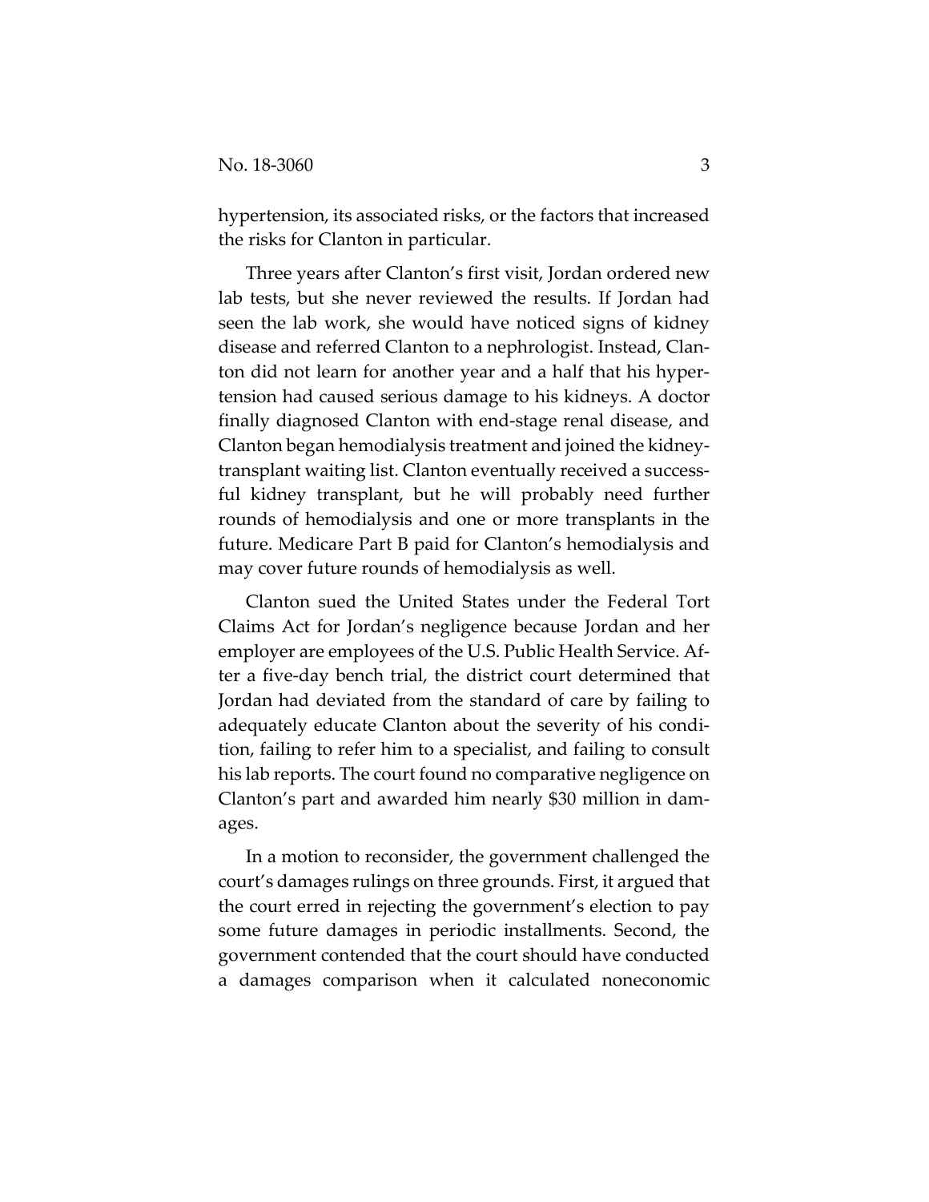hypertension, its associated risks, or the factors that increased the risks for Clanton in particular.

Three years after Clanton's first visit, Jordan ordered new lab tests, but she never reviewed the results. If Jordan had seen the lab work, she would have noticed signs of kidney disease and referred Clanton to a nephrologist. Instead, Clanton did not learn for another year and a half that his hypertension had caused serious damage to his kidneys. A doctor finally diagnosed Clanton with end-stage renal disease, and Clanton began hemodialysis treatment and joined the kidney-transplant waiting list. Clanton eventually received a successful kidney transplant, but he will probably need further rounds of hemodialysis and one or more transplants in the future. Medicare Part B paid for Clanton's hemodialysis and may cover future rounds of hemodialysis as well.

Clanton sued the United States under the Federal Tort Claims Act for Jordan's negligence because Jordan and her employer are employees of the U.S. Public Health Service. After a five-day bench trial, the district court determined that Jordan had deviated from the standard of care by failing to adequately educate Clanton about the severity of his condition, failing to refer him to a specialist, and failing to consult his lab reports. The court found no comparative negligence on Clanton's part and awarded him nearly $30 million in damages.

In a motion to reconsider, the government challenged the court's damages rulings on three grounds. First, it argued that the court erred in rejecting the government's election to pay some future damages in periodic installments. Second, the government contended that the court should have conducted a damages comparison when it calculated noneconomic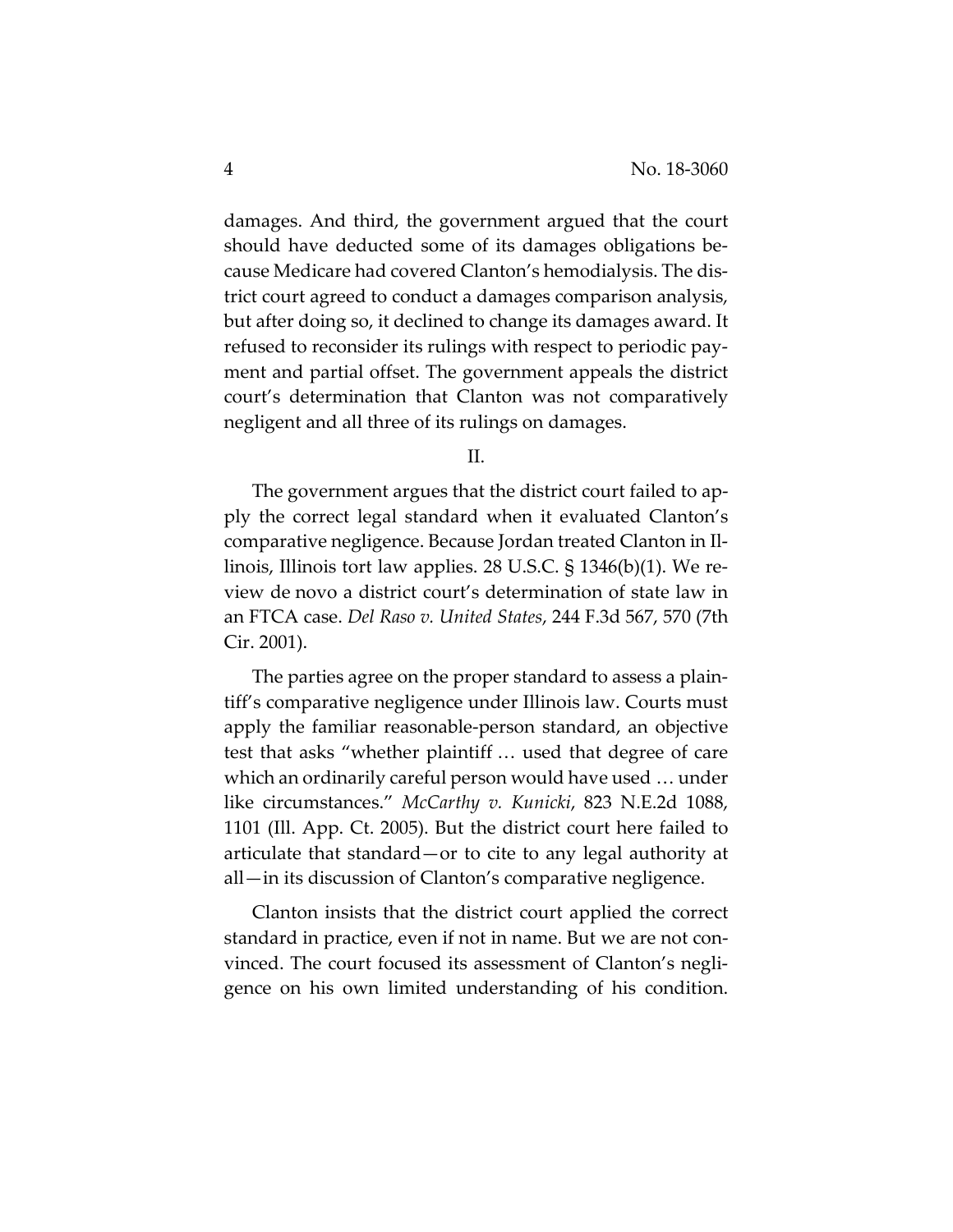damages. And third, the government argued that the court should have deducted some of its damages obligations because Medicare had covered Clanton's hemodialysis. The district court agreed to conduct a damages comparison analysis, but after doing so, it declined to change its damages award. It refused to reconsider its rulings with respect to periodic payment and partial offset. The government appeals the district court's determination that Clanton was not comparatively negligent and all three of its rulings on damages.

## II.

The government argues that the district court failed to apply the correct legal standard when it evaluated Clanton's comparative negligence. Because Jordan treated Clanton in Illinois, Illinois tort law applies. 28 U.S.C. § 1346(b)(1). We review de novo a district court's determination of state law in an FTCA case. *Del Raso v. United States*, 244 F.3d 567, 570 (7th Cir. 2001).

The parties agree on the proper standard to assess a plaintiff's comparative negligence under Illinois law. Courts must apply the familiar reasonable-person standard, an objective test that asks "whether plaintiff … used that degree of care which an ordinarily careful person would have used … under like circumstances." *McCarthy v. Kunicki*, 823 N.E.2d 1088, 1101 (Ill. App. Ct. 2005). But the district court here failed to articulate that standard—or to cite to any legal authority at all—in its discussion of Clanton's comparative negligence.

Clanton insists that the district court applied the correct standard in practice, even if not in name. But we are not convinced. The court focused its assessment of Clanton's negligence on his own limited understanding of his condition.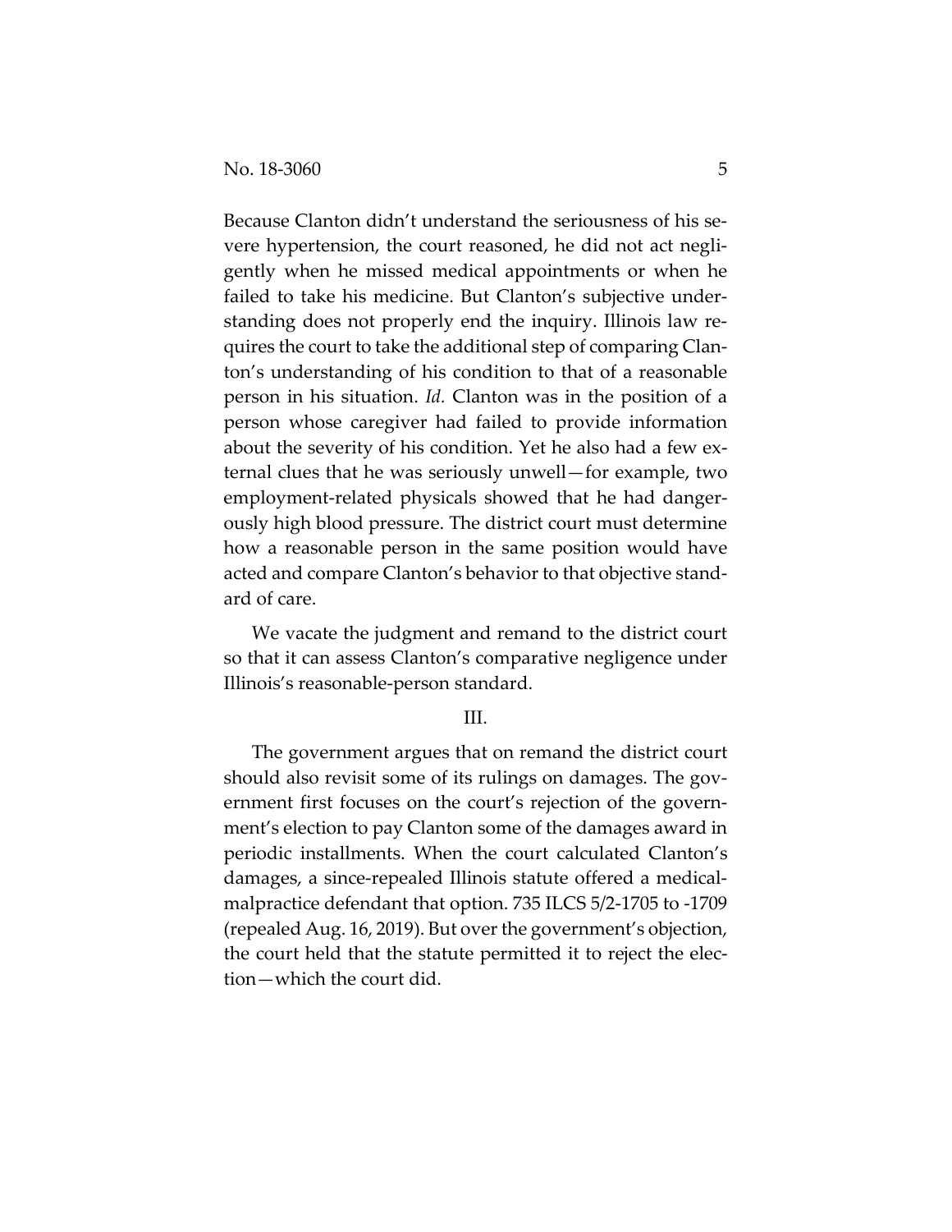Because Clanton didn't understand the seriousness of his severe hypertension, the court reasoned, he did not act negligently when he missed medical appointments or when he failed to take his medicine. But Clanton's subjective understanding does not properly end the inquiry. Illinois law requires the court to take the additional step of comparing Clanton's understanding of his condition to that of a reasonable person in his situation. *Id.* Clanton was in the position of a person whose caregiver had failed to provide information about the severity of his condition. Yet he also had a few external clues that he was seriously unwell—for example, two employment-related physicals showed that he had dangerously high blood pressure. The district court must determine how a reasonable person in the same position would have acted and compare Clanton's behavior to that objective standard of care.

We vacate the judgment and remand to the district court so that it can assess Clanton's comparative negligence under Illinois's reasonable-person standard.

## III.

The government argues that on remand the district court should also revisit some of its rulings on damages. The government first focuses on the court's rejection of the government's election to pay Clanton some of the damages award in periodic installments. When the court calculated Clanton's damages, a since-repealed Illinois statute offered a medical-malpractice defendant that option. 735 ILCS 5/2-1705 to -1709 (repealed Aug. 16, 2019). But over the government's objection, the court held that the statute permitted it to reject the election—which the court did.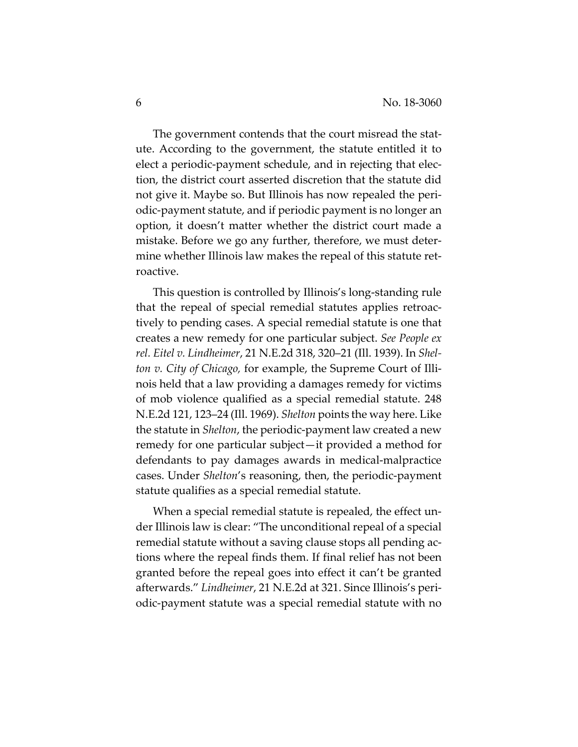The government contends that the court misread the statute. According to the government, the statute entitled it to elect a periodic-payment schedule, and in rejecting that election, the district court asserted discretion that the statute did not give it. Maybe so. But Illinois has now repealed the periodic-payment statute, and if periodic payment is no longer an option, it doesn't matter whether the district court made a mistake. Before we go any further, therefore, we must determine whether Illinois law makes the repeal of this statute retroactive.

This question is controlled by Illinois's long-standing rule that the repeal of special remedial statutes applies retroactively to pending cases. A special remedial statute is one that creates a new remedy for one particular subject. *See People ex rel. Eitel v. Lindheimer*, 21 N.E.2d 318, 320–21 (Ill. 1939). In *Shelton v. City of Chicago,* for example, the Supreme Court of Illinois held that a law providing a damages remedy for victims of mob violence qualified as a special remedial statute. 248 N.E.2d 121, 123–24 (Ill. 1969). *Shelton* points the way here. Like the statute in *Shelton*, the periodic-payment law created a new remedy for one particular subject—it provided a method for defendants to pay damages awards in medical-malpractice cases. Under *Shelton*'s reasoning, then, the periodic-payment statute qualifies as a special remedial statute.

When a special remedial statute is repealed, the effect under Illinois law is clear: "The unconditional repeal of a special remedial statute without a saving clause stops all pending actions where the repeal finds them. If final relief has not been granted before the repeal goes into effect it can't be granted afterwards." *Lindheimer*, 21 N.E.2d at 321. Since Illinois's periodic-payment statute was a special remedial statute with no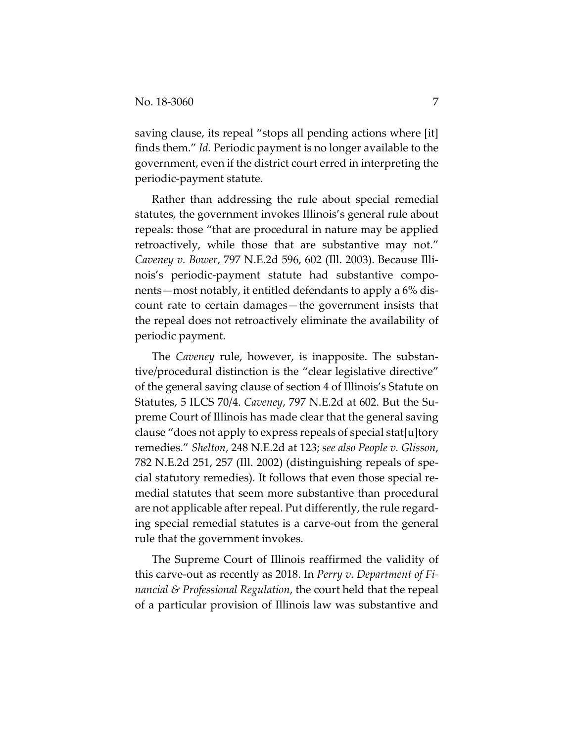saving clause, its repeal "stops all pending actions where [it] finds them." *Id.* Periodic payment is no longer available to the government, even if the district court erred in interpreting the periodic-payment statute.

Rather than addressing the rule about special remedial statutes, the government invokes Illinois's general rule about repeals: those "that are procedural in nature may be applied retroactively, while those that are substantive may not." *Caveney v. Bower*, 797 N.E.2d 596, 602 (Ill. 2003). Because Illinois's periodic-payment statute had substantive components—most notably, it entitled defendants to apply a 6% discount rate to certain damages—the government insists that the repeal does not retroactively eliminate the availability of periodic payment.

The *Caveney* rule, however, is inapposite. The substantive/procedural distinction is the "clear legislative directive" of the general saving clause of section 4 of Illinois's Statute on Statutes, 5 ILCS 70/4. *Caveney*, 797 N.E.2d at 602. But the Supreme Court of Illinois has made clear that the general saving clause "does not apply to express repeals of special stat[u]tory remedies." *Shelton*, 248 N.E.2d at 123; *see also People v. Glisson*, 782 N.E.2d 251, 257 (Ill. 2002) (distinguishing repeals of special statutory remedies). It follows that even those special remedial statutes that seem more substantive than procedural are not applicable after repeal. Put differently, the rule regarding special remedial statutes is a carve-out from the general rule that the government invokes.

The Supreme Court of Illinois reaffirmed the validity of this carve-out as recently as 2018. In *Perry v. Department of Financial & Professional Regulation*, the court held that the repeal of a particular provision of Illinois law was substantive and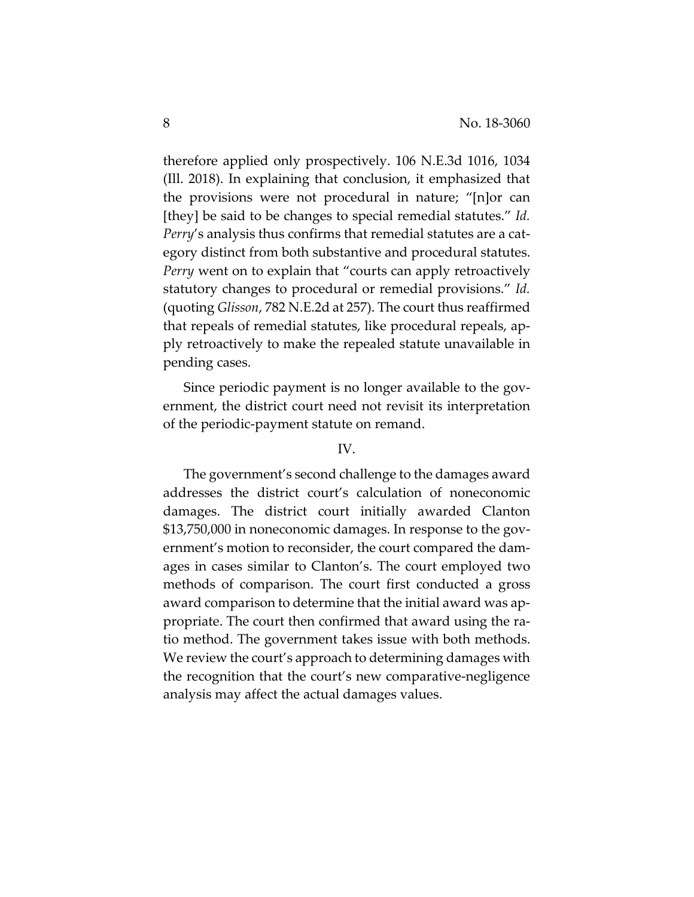therefore applied only prospectively. 106 N.E.3d 1016, 1034 (Ill. 2018). In explaining that conclusion, it emphasized that the provisions were not procedural in nature; "[n]or can [they] be said to be changes to special remedial statutes." *Id.* *Perry*'s analysis thus confirms that remedial statutes are a category distinct from both substantive and procedural statutes. *Perry* went on to explain that "courts can apply retroactively statutory changes to procedural or remedial provisions." *Id.* (quoting *Glisson*, 782 N.E.2d at 257). The court thus reaffirmed that repeals of remedial statutes, like procedural repeals, apply retroactively to make the repealed statute unavailable in pending cases.

Since periodic payment is no longer available to the government, the district court need not revisit its interpretation of the periodic-payment statute on remand.

## IV.

The government's second challenge to the damages award addresses the district court's calculation of noneconomic damages. The district court initially awarded Clanton $13,750,000 in noneconomic damages. In response to the government's motion to reconsider, the court compared the damages in cases similar to Clanton's. The court employed two methods of comparison. The court first conducted a gross award comparison to determine that the initial award was appropriate. The court then confirmed that award using the ratio method. The government takes issue with both methods. We review the court's approach to determining damages with the recognition that the court's new comparative-negligence analysis may affect the actual damages values.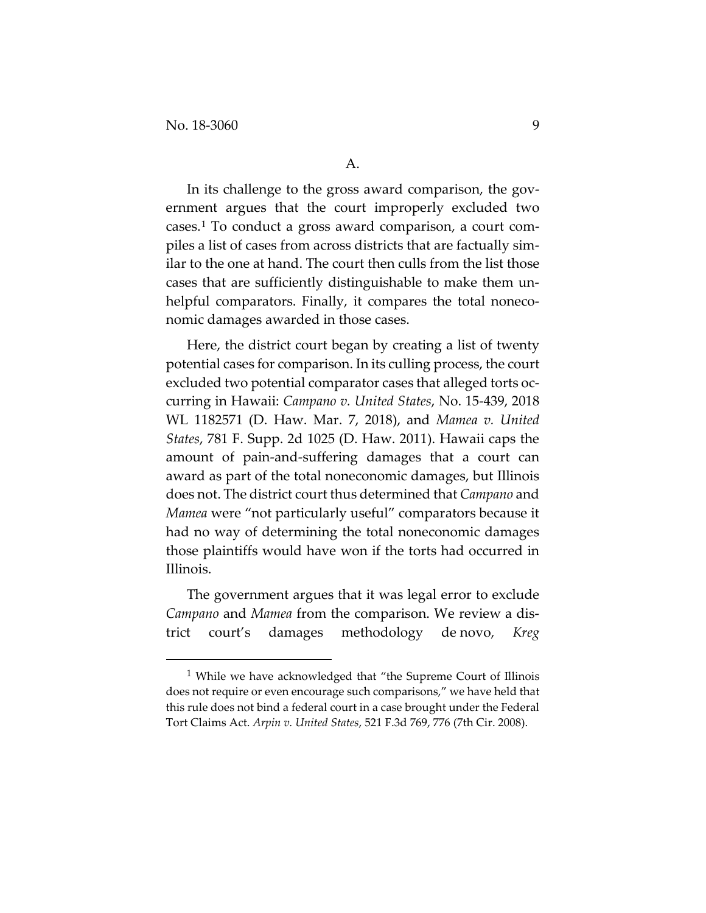### A.

In its challenge to the gross award comparison, the government argues that the court improperly excluded two cases.[1] To conduct a gross award comparison, a court compiles a list of cases from across districts that are factually similar to the one at hand. The court then culls from the list those cases that are sufficiently distinguishable to make them unhelpful comparators. Finally, it compares the total noneconomic damages awarded in those cases.

Here, the district court began by creating a list of twenty potential cases for comparison. In its culling process, the court excluded two potential comparator cases that alleged torts occurring in Hawaii: *Campano v. United States*, No. 15-439, 2018 WL 1182571 (D. Haw. Mar. 7, 2018), and *Mamea v. United States*, 781 F. Supp. 2d 1025 (D. Haw. 2011). Hawaii caps the amount of pain-and-suffering damages that a court can award as part of the total noneconomic damages, but Illinois does not. The district court thus determined that *Campano* and *Mamea* were "not particularly useful" comparators because it had no way of determining the total noneconomic damages those plaintiffs would have won if the torts had occurred in Illinois.

The government argues that it was legal error to exclude *Campano* and *Mamea* from the comparison. We review a district court's damages methodology de novo, *Kreg*

---

[1] While we have acknowledged that "the Supreme Court of Illinois does not require or even encourage such comparisons," we have held that this rule does not bind a federal court in a case brought under the Federal Tort Claims Act. *Arpin v. United States*, 521 F.3d 769, 776 (7th Cir. 2008).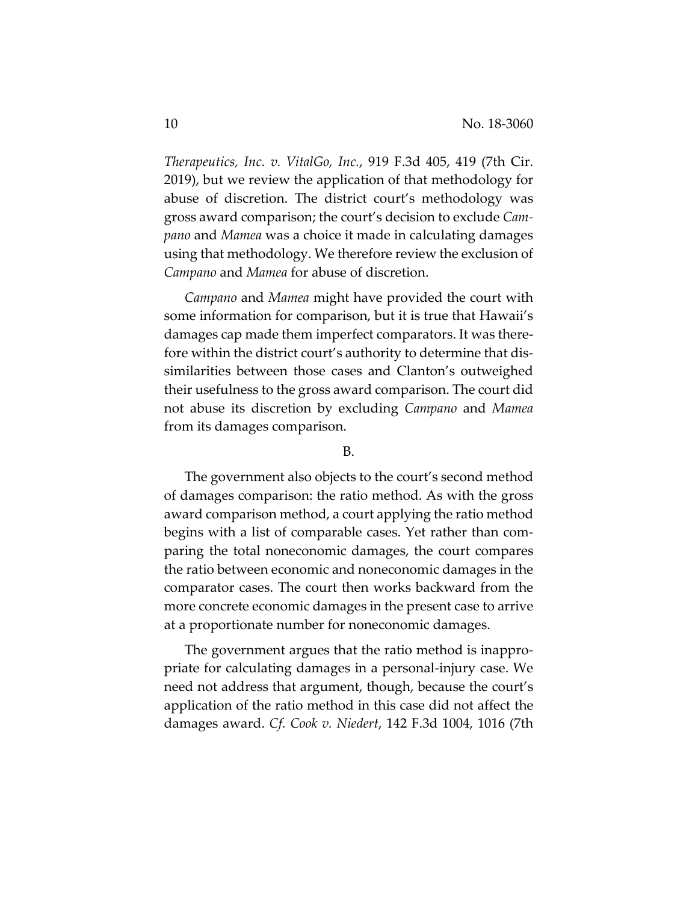*Therapeutics, Inc. v. VitalGo, Inc.*, 919 F.3d 405, 419 (7th Cir. 2019), but we review the application of that methodology for abuse of discretion. The district court's methodology was gross award comparison; the court's decision to exclude *Campano* and *Mamea* was a choice it made in calculating damages using that methodology. We therefore review the exclusion of *Campano* and *Mamea* for abuse of discretion.

*Campano* and *Mamea* might have provided the court with some information for comparison, but it is true that Hawaii's damages cap made them imperfect comparators. It was therefore within the district court's authority to determine that dissimilarities between those cases and Clanton's outweighed their usefulness to the gross award comparison. The court did not abuse its discretion by excluding *Campano* and *Mamea* from its damages comparison.

B.

The government also objects to the court's second method of damages comparison: the ratio method. As with the gross award comparison method, a court applying the ratio method begins with a list of comparable cases. Yet rather than comparing the total noneconomic damages, the court compares the ratio between economic and noneconomic damages in the comparator cases. The court then works backward from the more concrete economic damages in the present case to arrive at a proportionate number for noneconomic damages.

The government argues that the ratio method is inappropriate for calculating damages in a personal-injury case. We need not address that argument, though, because the court's application of the ratio method in this case did not affect the damages award. *Cf. Cook v. Niedert*, 142 F.3d 1004, 1016 (7th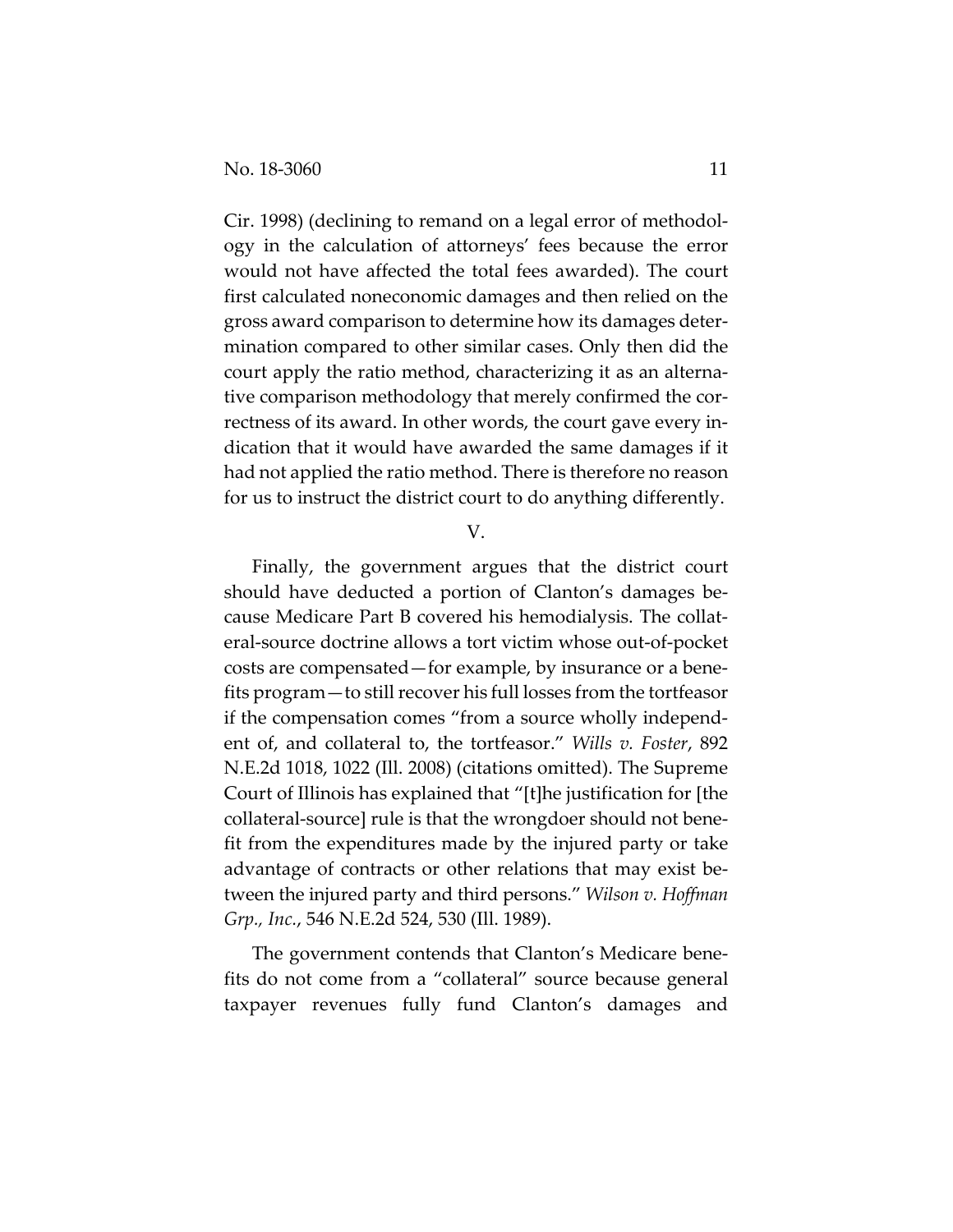Cir. 1998) (declining to remand on a legal error of methodology in the calculation of attorneys' fees because the error would not have affected the total fees awarded). The court first calculated noneconomic damages and then relied on the gross award comparison to determine how its damages determination compared to other similar cases. Only then did the court apply the ratio method, characterizing it as an alternative comparison methodology that merely confirmed the correctness of its award. In other words, the court gave every indication that it would have awarded the same damages if it had not applied the ratio method. There is therefore no reason for us to instruct the district court to do anything differently.

V.

Finally, the government argues that the district court should have deducted a portion of Clanton's damages because Medicare Part B covered his hemodialysis. The collateral-source doctrine allows a tort victim whose out-of-pocket costs are compensated—for example, by insurance or a benefits program—to still recover his full losses from the tortfeasor if the compensation comes "from a source wholly independent of, and collateral to, the tortfeasor." *Wills v. Foster*, 892 N.E.2d 1018, 1022 (Ill. 2008) (citations omitted). The Supreme Court of Illinois has explained that "[t]he justification for [the collateral-source] rule is that the wrongdoer should not benefit from the expenditures made by the injured party or take advantage of contracts or other relations that may exist between the injured party and third persons." *Wilson v. Hoffman Grp., Inc.*, 546 N.E.2d 524, 530 (Ill. 1989).

The government contends that Clanton's Medicare benefits do not come from a "collateral" source because general taxpayer revenues fully fund Clanton's damages and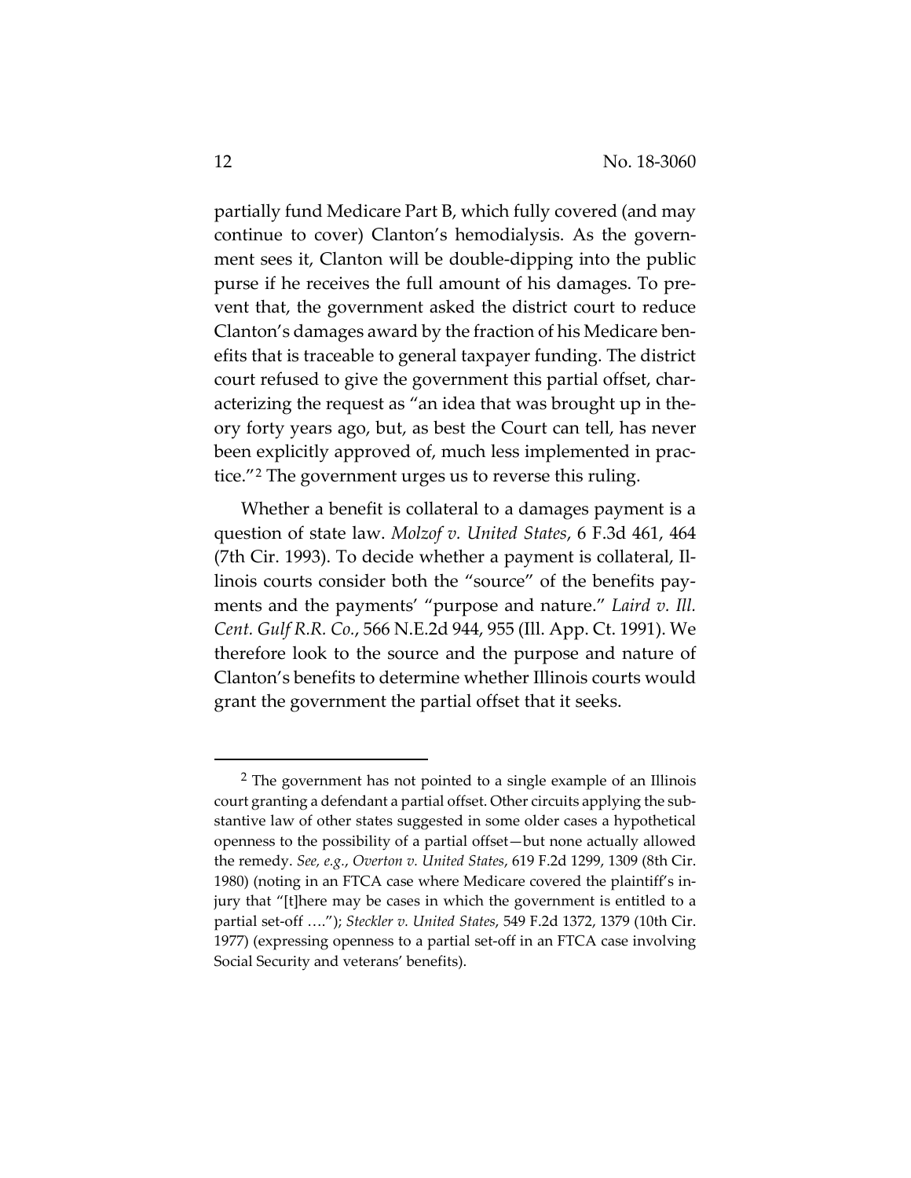partially fund Medicare Part B, which fully covered (and may continue to cover) Clanton's hemodialysis. As the government sees it, Clanton will be double-dipping into the public purse if he receives the full amount of his damages. To prevent that, the government asked the district court to reduce Clanton's damages award by the fraction of his Medicare benefits that is traceable to general taxpayer funding. The district court refused to give the government this partial offset, characterizing the request as "an idea that was brought up in theory forty years ago, but, as best the Court can tell, has never been explicitly approved of, much less implemented in practice."[2] The government urges us to reverse this ruling.

Whether a benefit is collateral to a damages payment is a question of state law. *Molzof v. United States*, 6 F.3d 461, 464 (7th Cir. 1993). To decide whether a payment is collateral, Illinois courts consider both the "source" of the benefits payments and the payments' "purpose and nature." *Laird v. Ill. Cent. Gulf R.R. Co.*, 566 N.E.2d 944, 955 (Ill. App. Ct. 1991). We therefore look to the source and the purpose and nature of Clanton's benefits to determine whether Illinois courts would grant the government the partial offset that it seeks.

---

[2] The government has not pointed to a single example of an Illinois court granting a defendant a partial offset. Other circuits applying the substantive law of other states suggested in some older cases a hypothetical openness to the possibility of a partial offset—but none actually allowed the remedy. *See, e.g.*, *Overton v. United States*, 619 F.2d 1299, 1309 (8th Cir. 1980) (noting in an FTCA case where Medicare covered the plaintiff's injury that "[t]here may be cases in which the government is entitled to a partial set-off ...."); *Steckler v. United States*, 549 F.2d 1372, 1379 (10th Cir. 1977) (expressing openness to a partial set-off in an FTCA case involving Social Security and veterans' benefits).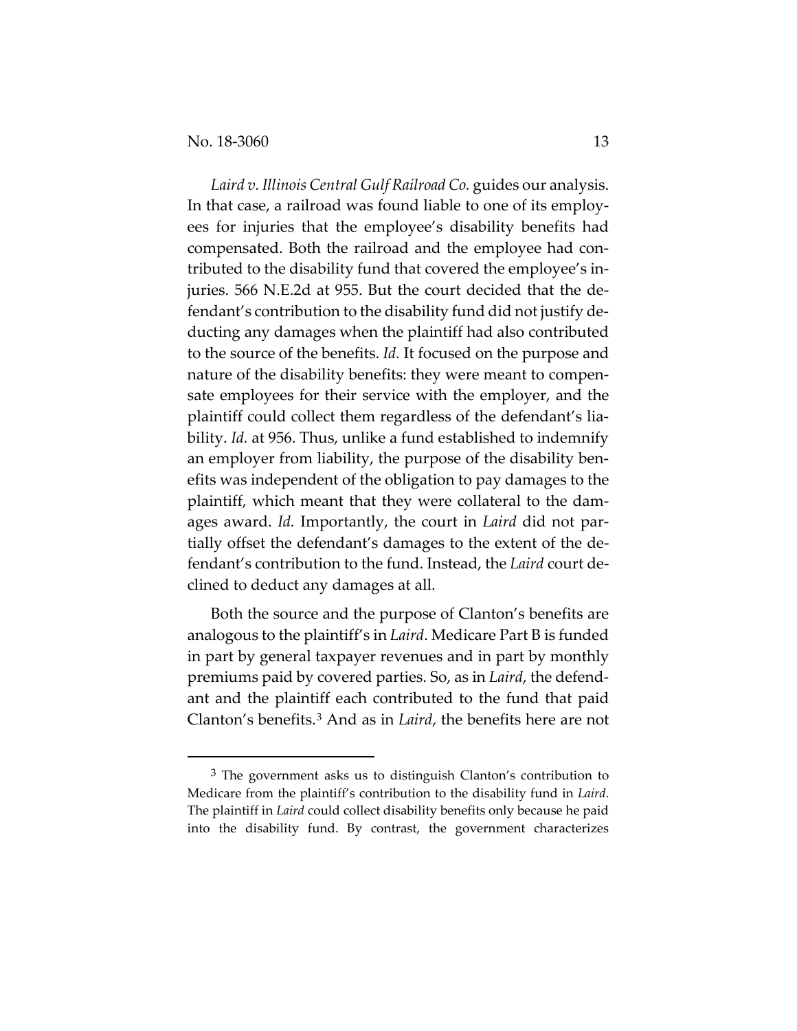*Laird v. Illinois Central Gulf Railroad Co.* guides our analysis. In that case, a railroad was found liable to one of its employees for injuries that the employee's disability benefits had compensated. Both the railroad and the employee had contributed to the disability fund that covered the employee's injuries. 566 N.E.2d at 955. But the court decided that the defendant's contribution to the disability fund did not justify deducting any damages when the plaintiff had also contributed to the source of the benefits. *Id.* It focused on the purpose and nature of the disability benefits: they were meant to compensate employees for their service with the employer, and the plaintiff could collect them regardless of the defendant's liability. *Id.* at 956. Thus, unlike a fund established to indemnify an employer from liability, the purpose of the disability benefits was independent of the obligation to pay damages to the plaintiff, which meant that they were collateral to the damages award. *Id.* Importantly, the court in *Laird* did not partially offset the defendant's damages to the extent of the defendant's contribution to the fund. Instead, the *Laird* court declined to deduct any damages at all.

Both the source and the purpose of Clanton's benefits are analogous to the plaintiff's in *Laird*. Medicare Part B is funded in part by general taxpayer revenues and in part by monthly premiums paid by covered parties. So, as in *Laird*, the defendant and the plaintiff each contributed to the fund that paid Clanton's benefits.[3] And as in *Laird*, the benefits here are not

[3] The government asks us to distinguish Clanton's contribution to Medicare from the plaintiff's contribution to the disability fund in *Laird*. The plaintiff in *Laird* could collect disability benefits only because he paid into the disability fund. By contrast, the government characterizes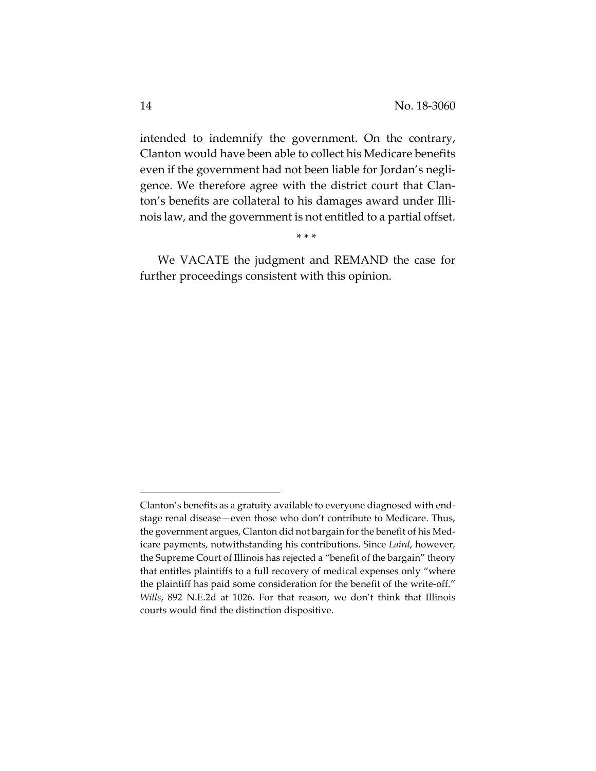intended to indemnify the government. On the contrary, Clanton would have been able to collect his Medicare benefits even if the government had not been liable for Jordan's negligence. We therefore agree with the district court that Clanton's benefits are collateral to his damages award under Illinois law, and the government is not entitled to a partial offset.

\* \* \*

We VACATE the judgment and REMAND the case for further proceedings consistent with this opinion.

---

Clanton's benefits as a gratuity available to everyone diagnosed with end-stage renal disease—even those who don't contribute to Medicare. Thus, the government argues, Clanton did not bargain for the benefit of his Medicare payments, notwithstanding his contributions. Since *Laird*, however, the Supreme Court of Illinois has rejected a "benefit of the bargain" theory that entitles plaintiffs to a full recovery of medical expenses only "where the plaintiff has paid some consideration for the benefit of the write-off." *Wills*, 892 N.E.2d at 1026. For that reason, we don't think that Illinois courts would find the distinction dispositive.